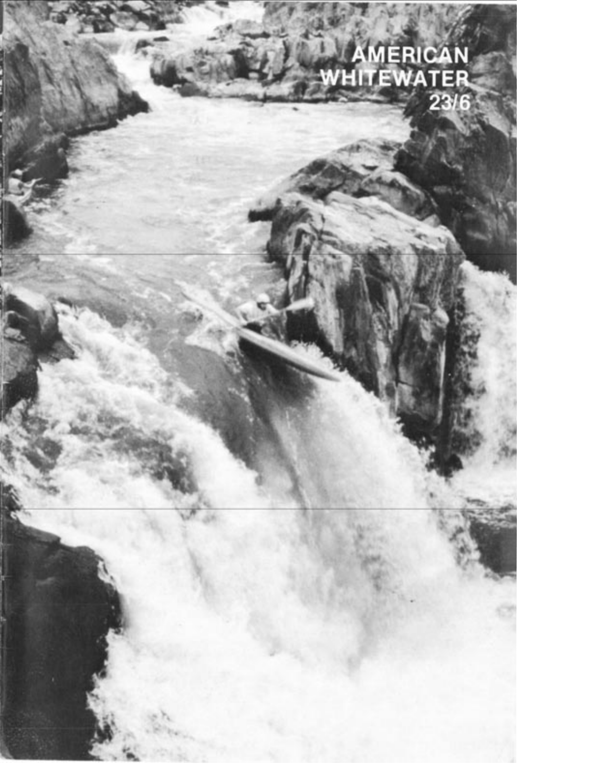# AMERICAN WHITEWATER

23/6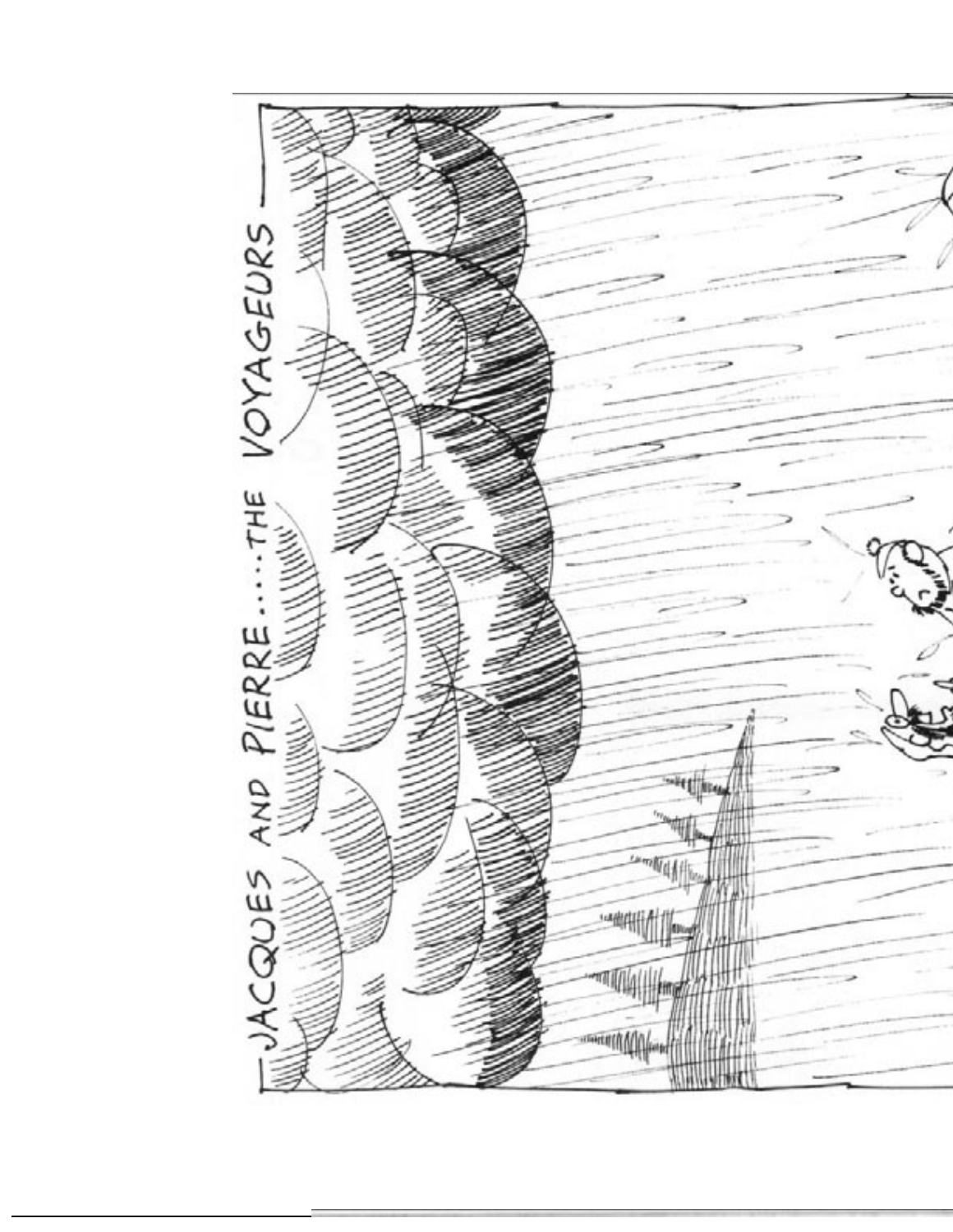JACQUES AND PIERRE.....THE VOYAGEURS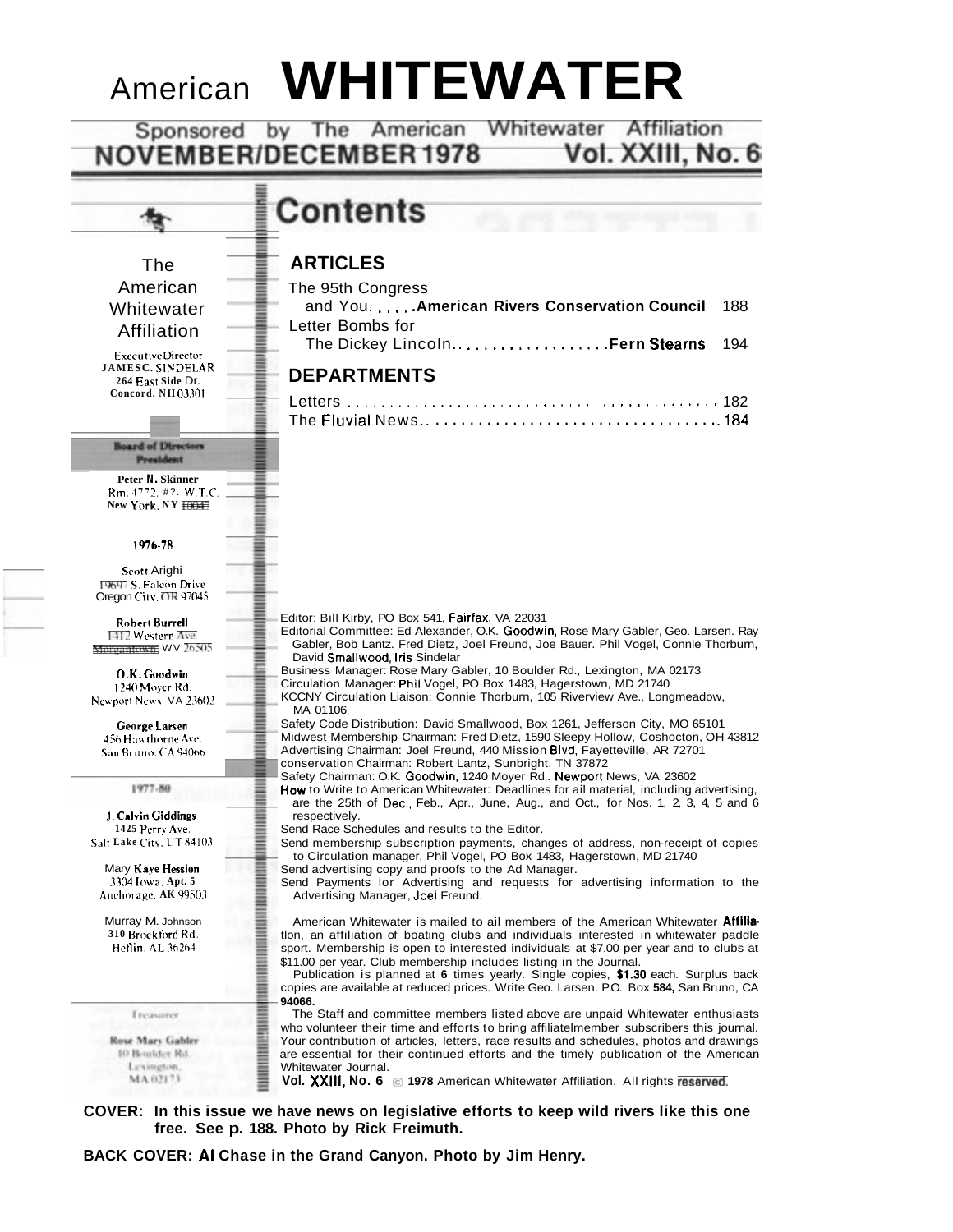# American WHITEWATER

Sponsored by The American Whitewater Affiliation

**NOVEMBER/DECEMBER 1978 Vol. XXIII, No. 6**

## Contents

### ARTICLES

The 95th Congress and You. . . . . .**American Rivers Conservation Council** 188

Letter Bombs for The Dickey Lincoln. . . . . . . . . . . . . . . . . . .**Fern Stearns** 194

### DEPARTMENTS

Letters . . . . . . . . . . . . . . . . . . . . . . . . . . . . . . . . . . . . . . . . . . . . . 182

The Fluvial News. . . . . . . . . . . . . . . . . . . . . . . . . . . . . . . . . . . 184

**The American Whitewater Affiliation**

Executive Director
**JAMES C. SINDELAR**
264 East Side Dr.
Concord. NH 03301

**Board of Directors**

**President**

**Peter N. Skinner**
Rm. 4772, #2, W.T.C.
New York, NY 10047

**1976-78**

**Scott Arighi**
19697 S. Falcon Drive
Oregon City, OR 97045

**Robert Burrell**
1412 Western Ave.
Morgantown, WV 26505

**O.K. Goodwin**
1240 Moyer Rd.
Newport News, VA 23602

**George Larsen**
456 Hawthorne Ave.
San Bruno, CA 94066

**1977-80**

**J. Calvin Giddings**
1425 Perry Ave.
Salt Lake City, UT 84103

**Mary Kaye Hession**
3304 Iowa, Apt. 5
Anchorage, AK 99503

**Murray M. Johnson**
310 Brockford Rd.
Heflin, AL 36264

**Treasurer**

**Rose Mary Gabler**
10 Boulder Rd.
Lexington, MA 02173

Editor: Bill Kirby, PO Box 541, Fairfax, VA 22031

Editorial Committee: Ed Alexander, O.K. Goodwin, Rose Mary Gabler, Geo. Larsen. Ray Gabler, Bob Lantz. Fred Dietz, Joel Freund, Joe Bauer. Phil Vogel, Connie Thorburn, David Smallwood, Iris Sindelar

Business Manager: Rose Mary Gabler, 10 Boulder Rd., Lexington, MA 02173

Circulation Manager: Phil Vogel, PO Box 1483, Hagerstown, MD 21740

KCCNY Circulation Liaison: Connie Thorburn, 105 Riverview Ave., Longmeadow, MA 01106

Safety Code Distribution: David Smallwood, Box 1261, Jefferson City, MO 65101

Midwest Membership Chairman: Fred Dietz, 1590 Sleepy Hollow, Coshocton, OH 43812

Advertising Chairman: Joel Freund, 440 Mission Blvd, Fayetteville, AR 72701

conservation Chairman: Robert Lantz, Sunbright, TN 37872

Safety Chairman: O.K. Goodwin, 1240 Moyer Rd.. Newport News, VA 23602

How to Write to American Whitewater: Deadlines for ail material, including advertising, are the 25th of Dec., Feb., Apr., June, Aug., and Oct., for Nos. 1, 2, 3, 4, 5 and 6 respectively.

Send Race Schedules and results to the Editor.

Send membership subscription payments, changes of address, non-receipt of copies to Circulation manager, Phil Vogel, PO Box 1483, Hagerstown, MD 21740

Send advertising copy and proofs to the Ad Manager.

Send Payments lor Advertising and requests for advertising information to the Advertising Manager, Joel Freund.

American Whitewater is mailed to ail members of the American Whitewater Affiliation, an affiliation of boating clubs and individuals interested in whitewater paddle sport. Membership is open to interested individuals at $7.00 per year and to clubs at $11.00 per year. Club membership includes listing in the Journal.

Publication is planned at **6** times yearly. Single copies, **$1.30** each. Surplus back copies are available at reduced prices. Write Geo. Larsen. P.O. Box **584,** San Bruno, CA **94066.**

The Staff and committee members listed above are unpaid Whitewater enthusiasts who volunteer their time and efforts to bring affiliatelmember subscribers this journal. Your contribution of articles, letters, race results and schedules, photos and drawings are essential for their continued efforts and the timely publication of the American Whitewater Journal.

**Vol. XXIII, No. 6** © **1978** American Whitewater Affiliation. All rights reserved.

**COVER: In this issue we have news on legislative efforts to keep wild rivers like this one free. See p. 188. Photo by Rick Freimuth.**

**BACK COVER: Al Chase in the Grand Canyon. Photo by Jim Henry.**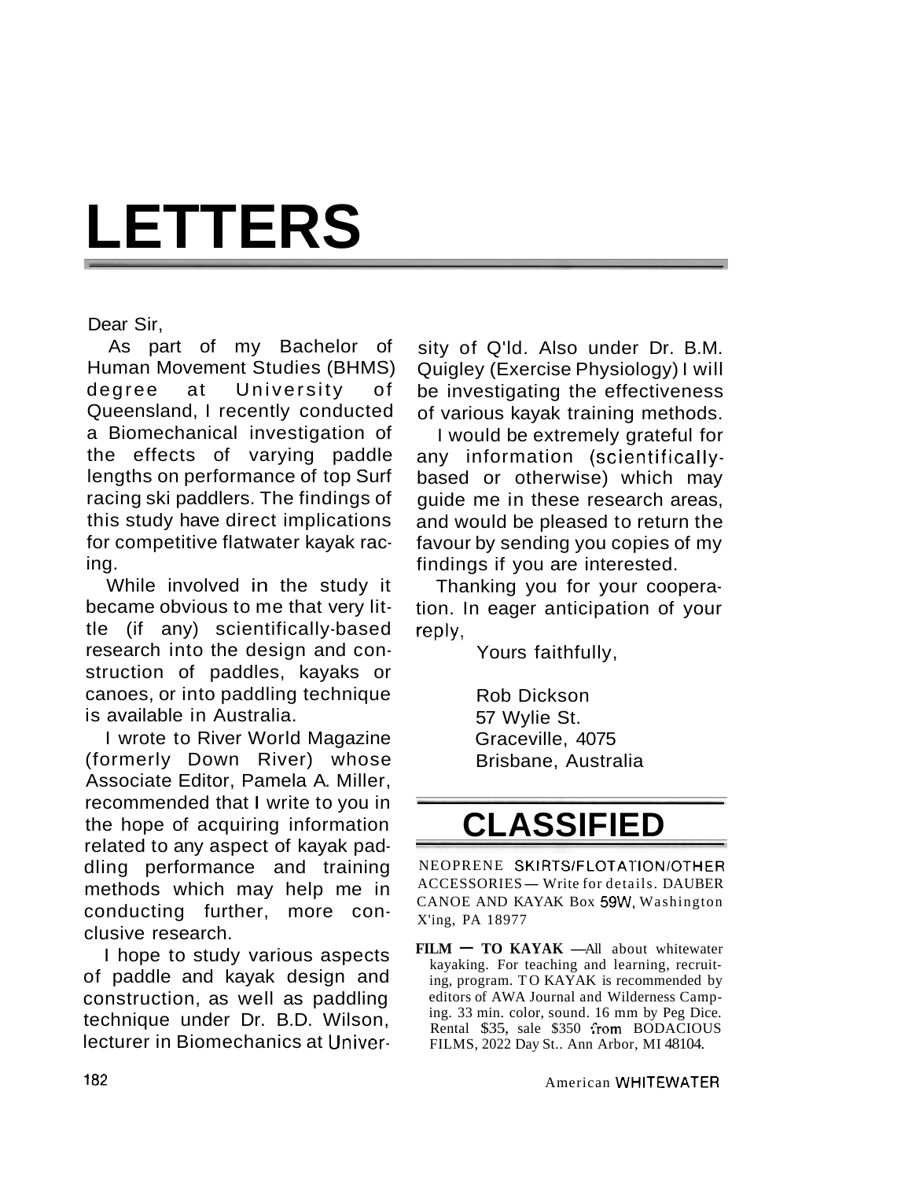# LETTERS

Dear Sir,

As part of my Bachelor of Human Movement Studies (BHMS) degree at University of Queensland, I recently conducted a Biomechanical investigation of the effects of varying paddle lengths on performance of top Surf racing ski paddlers. The findings of this study have direct implications for competitive flatwater kayak racing.

While involved in the study it became obvious to me that very little (if any) scientifically-based research into the design and construction of paddles, kayaks or canoes, or into paddling technique is available in Australia.

I wrote to River World Magazine (formerly Down River) whose Associate Editor, Pamela A. Miller, recommended that I write to you in the hope of acquiring information related to any aspect of kayak paddling performance and training methods which may help me in conducting further, more conclusive research.

I hope to study various aspects of paddle and kayak design and construction, as well as paddling technique under Dr. B.D. Wilson, lecturer in Biomechanics at University of Q'ld. Also under Dr. B.M. Quigley (Exercise Physiology) I will be investigating the effectiveness of various kayak training methods.

I would be extremely grateful for any information (scientifically-based or otherwise) which may guide me in these research areas, and would be pleased to return the favour by sending you copies of my findings if you are interested.

Thanking you for your cooperation. In eager anticipation of your reply,

Yours faithfully,

Rob Dickson
57 Wylie St.
Graceville, 4075
Brisbane, Australia

# CLASSIFIED

NEOPRENE SKIRTS/FLOTATION/OTHER ACCESSORIES — Write for details. DAUBER CANOE AND KAYAK Box 59W, Washington X'ing, PA 18977

**FILM — TO KAYAK** —All about whitewater kayaking. For teaching and learning, recruiting, program. TO KAYAK is recommended by editors of AWA Journal and Wilderness Camping. 33 min. color, sound. 16 mm by Peg Dice. Rental $35, sale $350 from BODACIOUS FILMS, 2022 Day St.. Ann Arbor, MI 48104.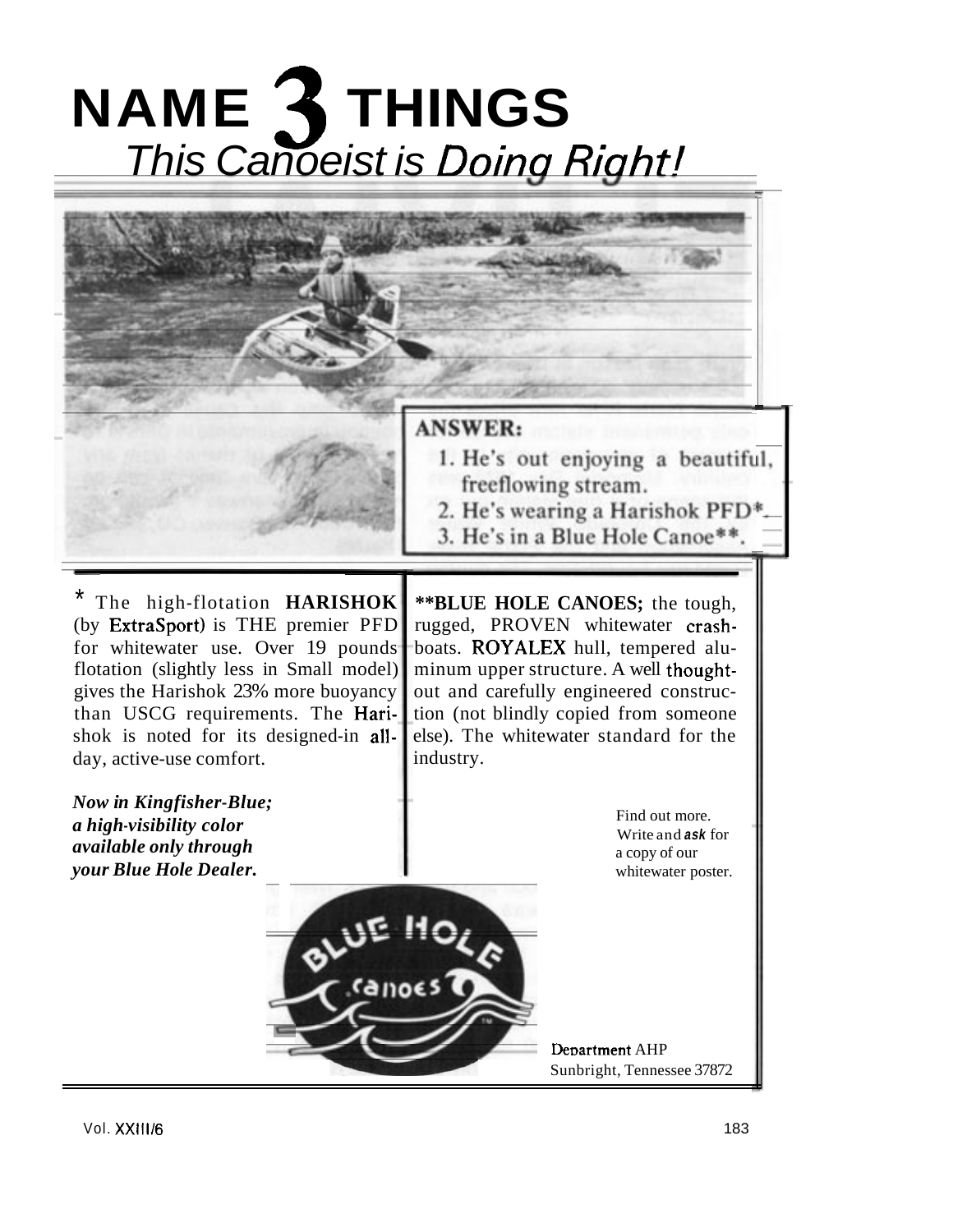# NAME 3 THINGS
## *This Canoeist is Doing Right!*

**ANSWER:**

1. He's out enjoying a beautiful, freeflowing stream.
2. He's wearing a Harishok PFD*.
3. He's in a Blue Hole Canoe**.

* The high-flotation **HARISHOK** (by ExtraSport) is THE premier PFD for whitewater use. Over 19 pounds flotation (slightly less in Small model) gives the Harishok 23% more buoyancy than USCG requirements. The Harishok is noted for its designed-in all-day, active-use comfort.

***Now in Kingfisher-Blue; a high-visibility color available only through your Blue Hole Dealer.***

****BLUE HOLE CANOES;** the tough, rugged, PROVEN whitewater crash-boats. ROYALEX hull, tempered aluminum upper structure. A well thought-out and carefully engineered construction (not blindly copied from someone else). The whitewater standard for the industry.

Find out more.
Write and ***ask*** for a copy of our whitewater poster.

BLUE HOLE canoes

Department AHP
Sunbright, Tennessee 37872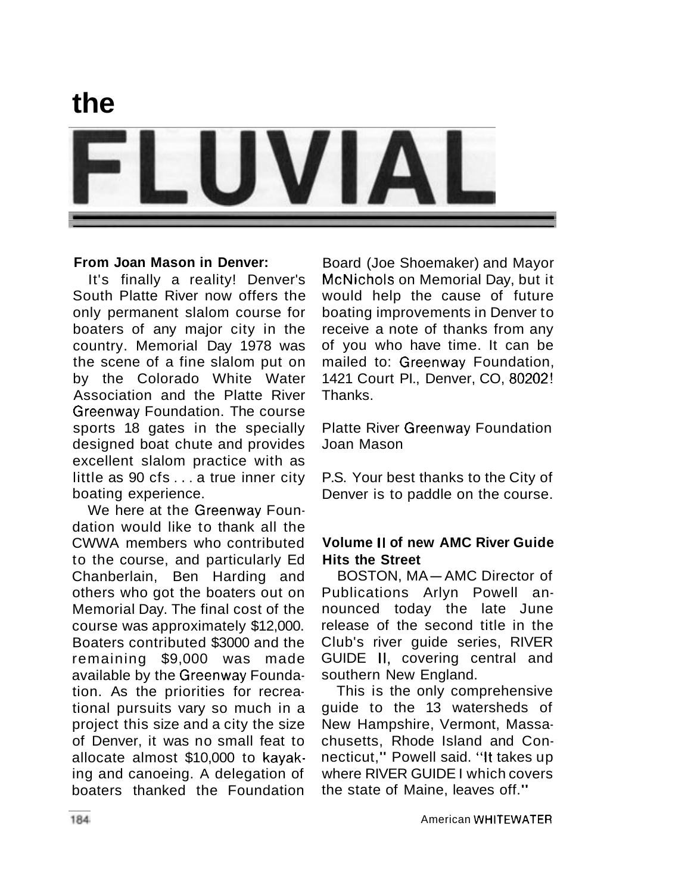# the FLUVIAL

**From Joan Mason in Denver:**

It's finally a reality! Denver's South Platte River now offers the only permanent slalom course for boaters of any major city in the country. Memorial Day 1978 was the scene of a fine slalom put on by the Colorado White Water Association and the Platte River Greenway Foundation. The course sports 18 gates in the specially designed boat chute and provides excellent slalom practice with as little as 90 cfs . . . a true inner city boating experience.

We here at the Greenway Foundation would like to thank all the CWWA members who contributed to the course, and particularly Ed Chanberlain, Ben Harding and others who got the boaters out on Memorial Day. The final cost of the course was approximately $12,000. Boaters contributed $3000 and the remaining $9,000 was made available by the Greenway Foundation. As the priorities for recreational pursuits vary so much in a project this size and a city the size of Denver, it was no small feat to allocate almost $10,000 to kayaking and canoeing. A delegation of boaters thanked the Foundation Board (Joe Shoemaker) and Mayor McNichols on Memorial Day, but it would help the cause of future boating improvements in Denver to receive a note of thanks from any of you who have time. It can be mailed to: Greenway Foundation, 1421 Court Pl., Denver, CO, 80202! Thanks.

Platte River Greenway Foundation
Joan Mason

P.S. Your best thanks to the City of Denver is to paddle on the course.

**Volume II of new AMC River Guide Hits the Street**

BOSTON, MA—AMC Director of Publications Arlyn Powell announced today the late June release of the second title in the Club's river guide series, RIVER GUIDE II, covering central and southern New England.

This is the only comprehensive guide to the 13 watersheds of New Hampshire, Vermont, Massachusetts, Rhode Island and Connecticut," Powell said. "It takes up where RIVER GUIDE I which covers the state of Maine, leaves off."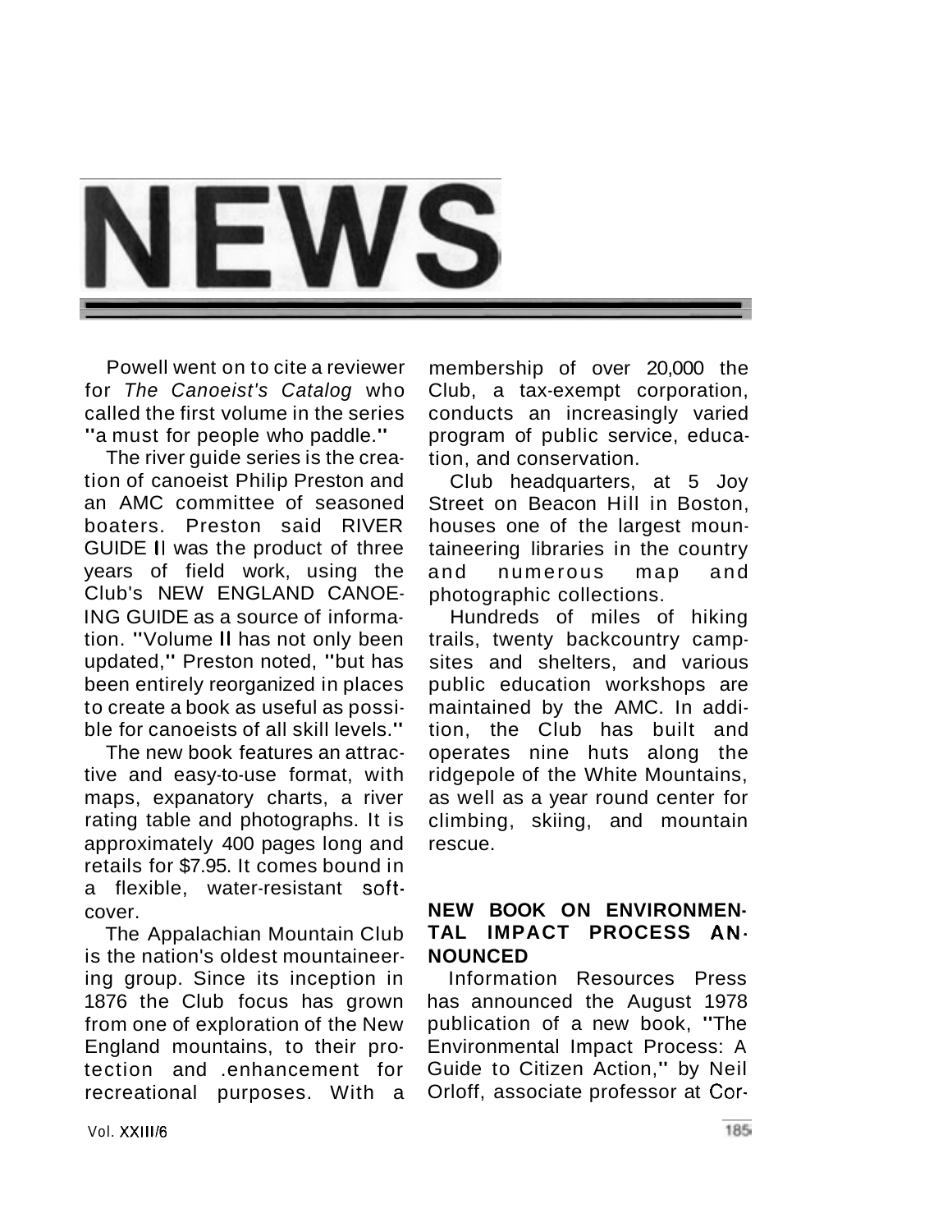# NEWS

Powell went on to cite a reviewer for *The Canoeist's Catalog* who called the first volume in the series "a must for people who paddle."

The river guide series is the creation of canoeist Philip Preston and an AMC committee of seasoned boaters. Preston said RIVER GUIDE II was the product of three years of field work, using the Club's NEW ENGLAND CANOEING GUIDE as a source of information. "Volume II has not only been updated," Preston noted, "but has been entirely reorganized in places to create a book as useful as possible for canoeists of all skill levels."

The new book features an attractive and easy-to-use format, with maps, expanatory charts, a river rating table and photographs. It is approximately 400 pages long and retails for $7.95. It comes bound in a flexible, water-resistant softcover.

The Appalachian Mountain Club is the nation's oldest mountaineering group. Since its inception in 1876 the Club focus has grown from one of exploration of the New England mountains, to their protection and .enhancement for recreational purposes. With a membership of over 20,000 the Club, a tax-exempt corporation, conducts an increasingly varied program of public service, education, and conservation.

Club headquarters, at 5 Joy Street on Beacon Hill in Boston, houses one of the largest mountaineering libraries in the country and numerous map and photographic collections.

Hundreds of miles of hiking trails, twenty backcountry campsites and shelters, and various public education workshops are maintained by the AMC. In addition, the Club has built and operates nine huts along the ridgepole of the White Mountains, as well as a year round center for climbing, skiing, and mountain rescue.

**NEW BOOK ON ENVIRONMENTAL IMPACT PROCESS ANNOUNCED**

Information Resources Press has announced the August 1978 publication of a new book, "The Environmental Impact Process: A Guide to Citizen Action," by Neil Orloff, associate professor at Cor-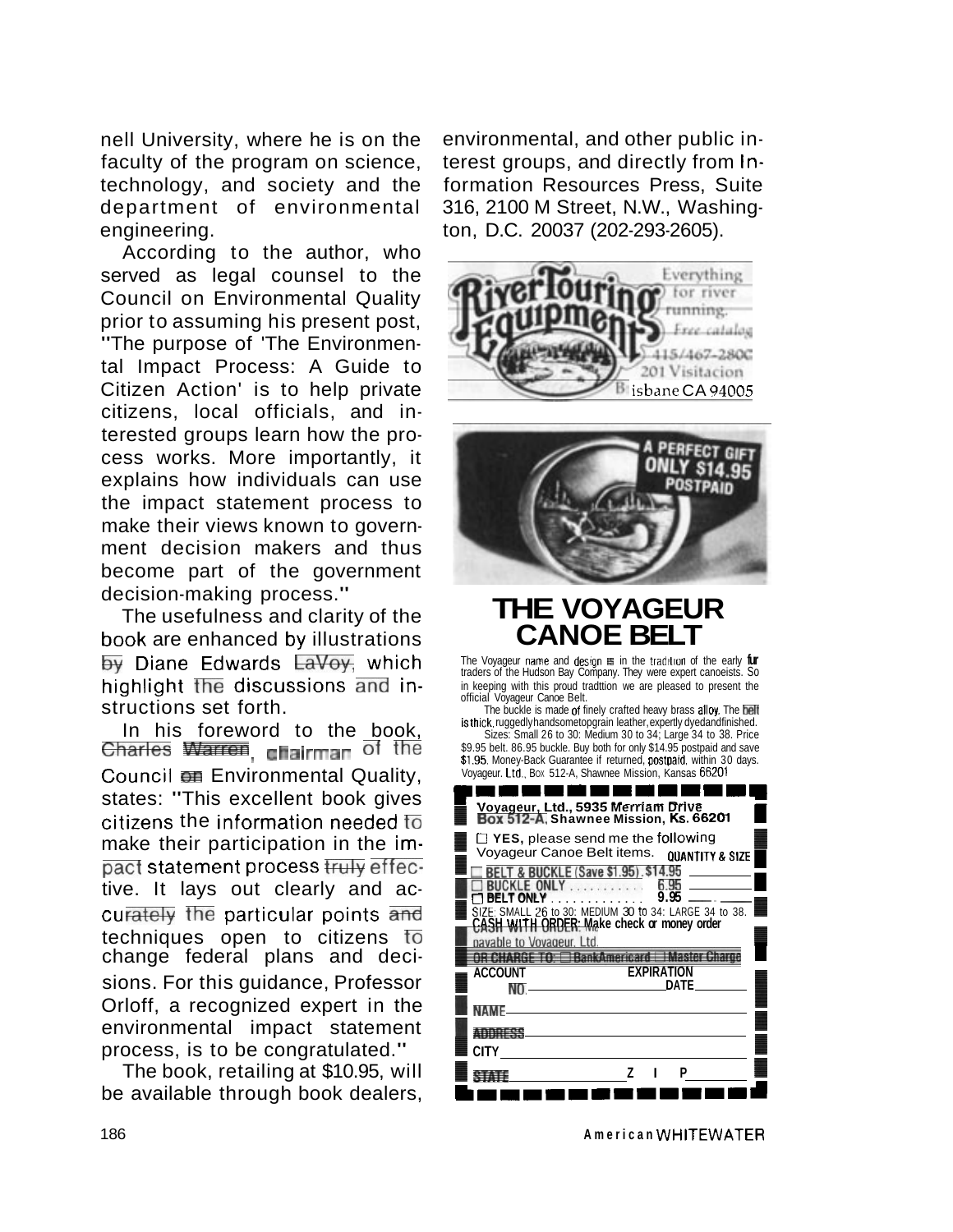nell University, where he is on the faculty of the program on science, technology, and society and the department of environmental engineering.

According to the author, who served as legal counsel to the Council on Environmental Quality prior to assuming his present post, "The purpose of 'The Environmental Impact Process: A Guide to Citizen Action' is to help private citizens, local officials, and interested groups learn how the process works. More importantly, it explains how individuals can use the impact statement process to make their views known to government decision makers and thus become part of the government decision-making process."

The usefulness and clarity of the book are enhanced by illustrations by Diane Edwards LaVoy, which highlight the discussions and instructions set forth.

In his foreword to the book, Charles Warren, chairman of the Council on Environmental Quality, states: "This excellent book gives citizens the information needed to make their participation in the impact statement process truly effective. It lays out clearly and accurately the particular points and techniques open to citizens to change federal plans and decisions. For this guidance, Professor Orloff, a recognized expert in the environmental impact statement process, is to be congratulated."

The book, retailing at $10.95, will be available through book dealers, environmental, and other public interest groups, and directly from Information Resources Press, Suite 316, 2100 M Street, N.W., Washington, D.C. 20037 (202-293-2605).

River Touring Equipment

Everything for river running.

Free catalog

415/467-2800

201 Visitacion

Brisbane CA 94005

A PERFECT GIFT ONLY $14.95 POSTPAID

# THE VOYAGEUR CANOE BELT

The Voyageur name and design is in the tradition of the early fur traders of the Hudson Bay Company. They were expert canoeists. So in keeping with this proud tradition we are pleased to present the official Voyageur Canoe Belt.

The buckle is made of finely crafted heavy brass alloy. The belt is thick, ruggedly handsome topgrain leather, expertly dyed and finished.

Sizes: Small 26 to 30: Medium 30 to 34; Large 34 to 38. Price $9.95 belt. $6.95 buckle. Buy both for only $14.95 postpaid and save $1.95. Money-Back Guarantee if returned, postpaid, within 30 days. Voyageur. Ltd., Box 512-A, Shawnee Mission, Kansas 66201

**Voyageur, Ltd., 5935 Merriam Drive Box 512-A, Shawnee Mission, Ks. 66201**

☐ **YES,** please send me the following Voyageur Canoe Belt items. **QUANTITY & SIZE**

☐ **BELT & BUCKLE (Save $1.95)** . $14.95 ________

☐ **BUCKLE ONLY** . . . . . . . . . . 6.95 ________

☐ **BELT ONLY** . . . . . . . . . . . . 9.95 ________

SIZE: SMALL 26 to 30: MEDIUM 30 to 34: LARGE 34 to 38.

**CASH WITH ORDER: Make check or money order payable to Voyageur. Ltd.**

**OR CHARGE TO:** ☐ **BankAmericard** ☐ **Master Charge**

**ACCOUNT NO.** ________ **EXPIRATION DATE** ________

**NAME** ________

**ADDRESS** ________

**CITY** ________

**STATE** ________ **ZIP** ________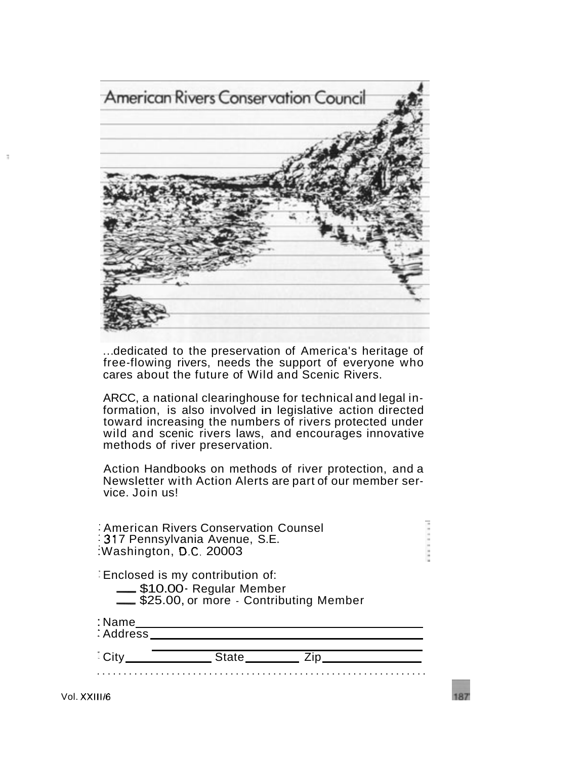# American Rivers Conservation Council

...dedicated to the preservation of America's heritage of free-flowing rivers, needs the support of everyone who cares about the future of Wild and Scenic Rivers.

ARCC, a national clearinghouse for technical and legal information, is also involved in legislative action directed toward increasing the numbers of rivers protected under wild and scenic rivers laws, and encourages innovative methods of river preservation.

Action Handbooks on methods of river protection, and a Newsletter with Action Alerts are part of our member service. Join us!

American Rivers Conservation Counsel
317 Pennsylvania Avenue, S.E.
Washington, D.C. 20003

Enclosed is my contribution of:

___ $10.00 - Regular Member
___ $25.00, or more - Contributing Member

Name ____________________________________________
Address __________________________________________
__________________________________________________
City ______________ State _________ Zip ______________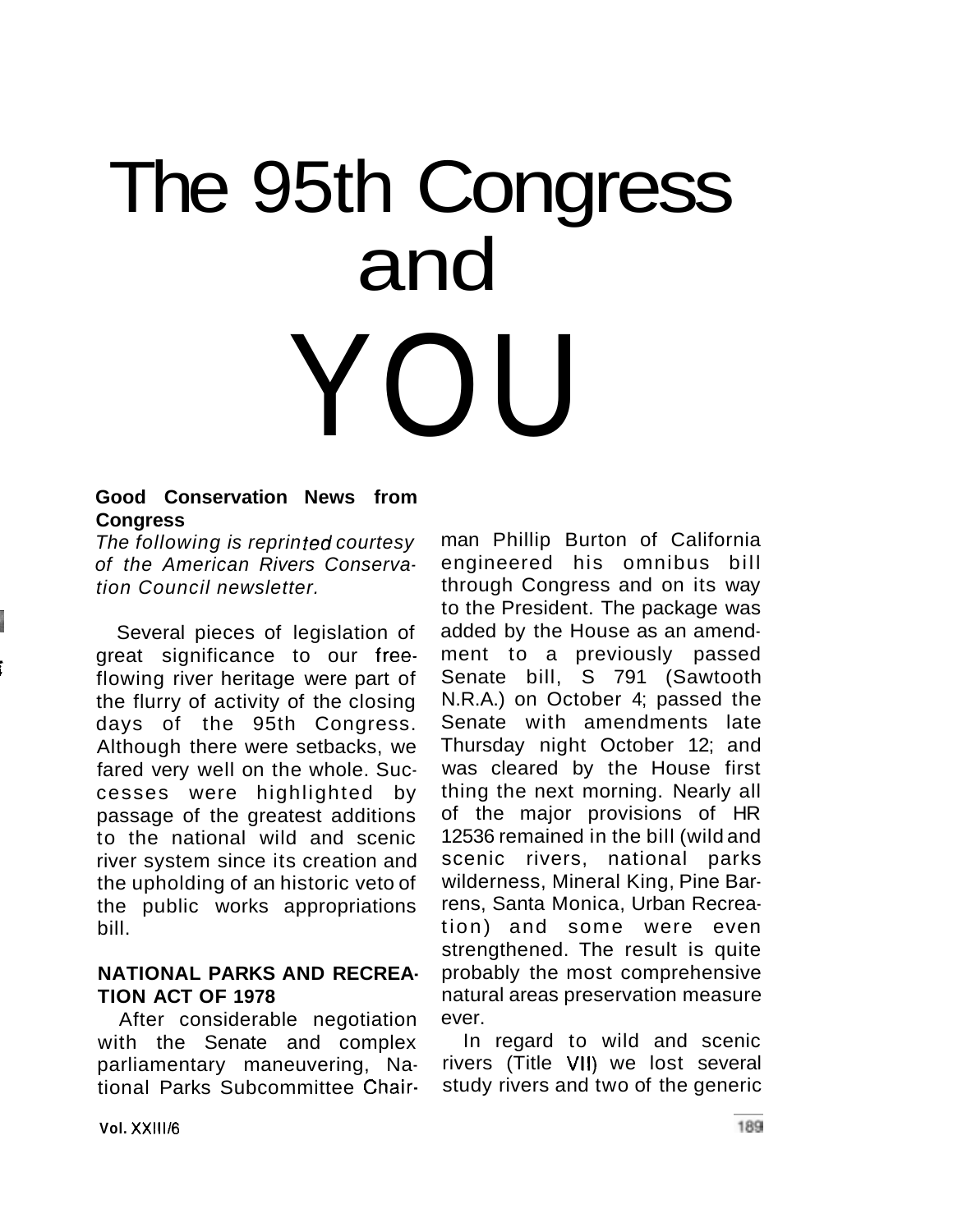# The 95th Congress and YOU

**Good Conservation News from Congress**

*The following is reprinted courtesy of the American Rivers Conservation Council newsletter.*

Several pieces of legislation of great significance to our free-flowing river heritage were part of the flurry of activity of the closing days of the 95th Congress. Although there were setbacks, we fared very well on the whole. Successes were highlighted by passage of the greatest additions to the national wild and scenic river system since its creation and the upholding of an historic veto of the public works appropriations bill.

**NATIONAL PARKS AND RECREATION ACT OF 1978**

After considerable negotiation with the Senate and complex parliamentary maneuvering, National Parks Subcommittee Chairman Phillip Burton of California engineered his omnibus bill through Congress and on its way to the President. The package was added by the House as an amendment to a previously passed Senate bill, S 791 (Sawtooth N.R.A.) on October 4; passed the Senate with amendments late Thursday night October 12; and was cleared by the House first thing the next morning. Nearly all of the major provisions of HR 12536 remained in the bill (wild and scenic rivers, national parks wilderness, Mineral King, Pine Barrens, Santa Monica, Urban Recreation) and some were even strengthened. The result is quite probably the most comprehensive natural areas preservation measure ever.

In regard to wild and scenic rivers (Title VII) we lost several study rivers and two of the generic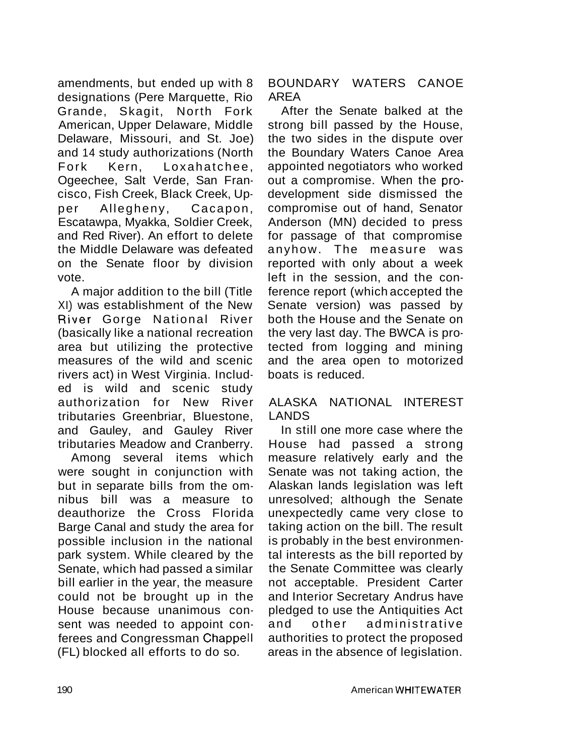amendments, but ended up with 8 designations (Pere Marquette, Rio Grande, Skagit, North Fork American, Upper Delaware, Middle Delaware, Missouri, and St. Joe) and 14 study authorizations (North Fork Kern, Loxahatchee, Ogeechee, Salt Verde, San Francisco, Fish Creek, Black Creek, Upper Allegheny, Cacapon, Escatawpa, Myakka, Soldier Creek, and Red River). An effort to delete the Middle Delaware was defeated on the Senate floor by division vote.

A major addition to the bill (Title XI) was establishment of the New River Gorge National River (basically like a national recreation area but utilizing the protective measures of the wild and scenic rivers act) in West Virginia. Included is wild and scenic study authorization for New River tributaries Greenbriar, Bluestone, and Gauley, and Gauley River tributaries Meadow and Cranberry.

Among several items which were sought in conjunction with but in separate bills from the omnibus bill was a measure to deauthorize the Cross Florida Barge Canal and study the area for possible inclusion in the national park system. While cleared by the Senate, which had passed a similar bill earlier in the year, the measure could not be brought up in the House because unanimous consent was needed to appoint conferees and Congressman Chappell (FL) blocked all efforts to do so.

## BOUNDARY WATERS CANOE AREA

After the Senate balked at the strong bill passed by the House, the two sides in the dispute over the Boundary Waters Canoe Area appointed negotiators who worked out a compromise. When the pro-development side dismissed the compromise out of hand, Senator Anderson (MN) decided to press for passage of that compromise anyhow. The measure was reported with only about a week left in the session, and the conference report (which accepted the Senate version) was passed by both the House and the Senate on the very last day. The BWCA is protected from logging and mining and the area open to motorized boats is reduced.

## ALASKA NATIONAL INTEREST LANDS

In still one more case where the House had passed a strong measure relatively early and the Senate was not taking action, the Alaskan lands legislation was left unresolved; although the Senate unexpectedly came very close to taking action on the bill. The result is probably in the best environmental interests as the bill reported by the Senate Committee was clearly not acceptable. President Carter and Interior Secretary Andrus have pledged to use the Antiquities Act and other administrative authorities to protect the proposed areas in the absence of legislation.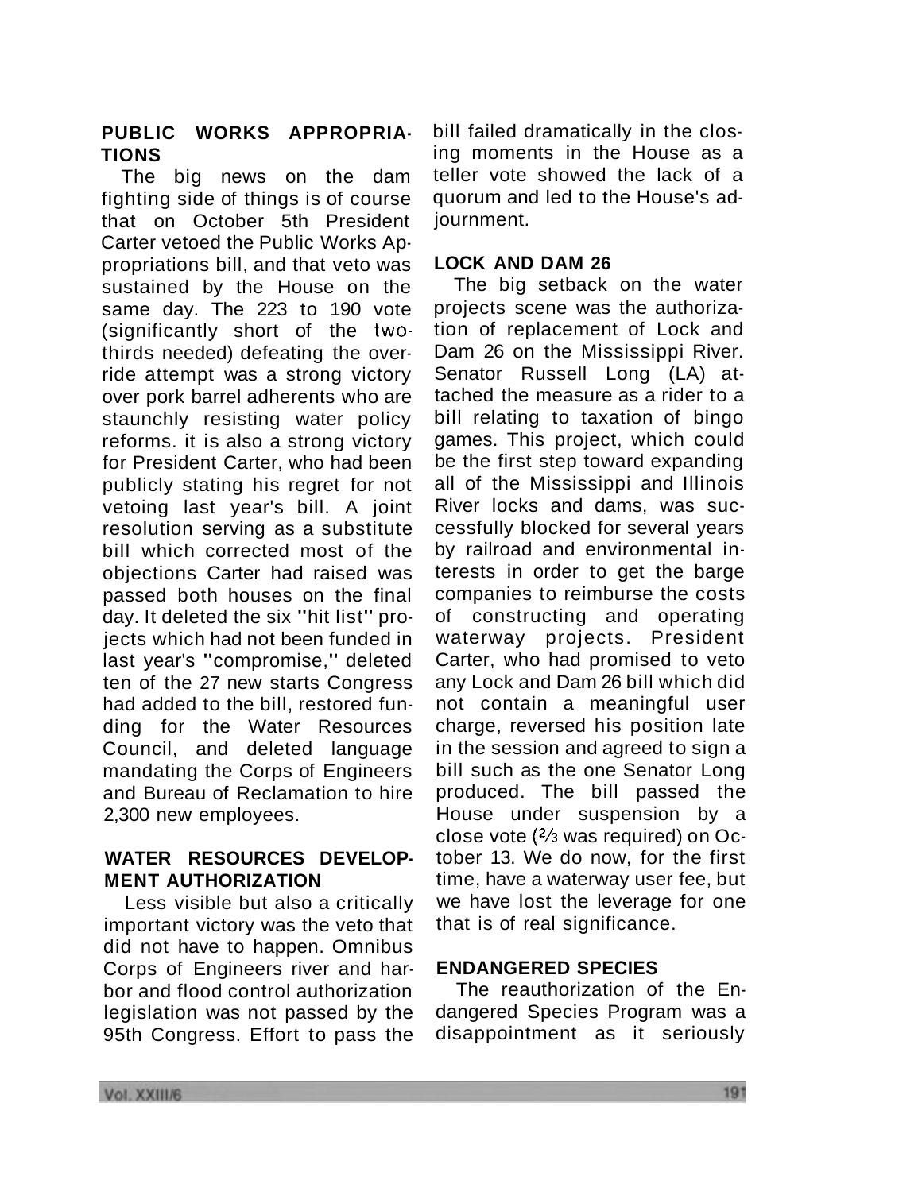## PUBLIC WORKS APPROPRIATIONS

The big news on the dam fighting side of things is of course that on October 5th President Carter vetoed the Public Works Appropriations bill, and that veto was sustained by the House on the same day. The 223 to 190 vote (significantly short of the two-thirds needed) defeating the override attempt was a strong victory over pork barrel adherents who are staunchly resisting water policy reforms. it is also a strong victory for President Carter, who had been publicly stating his regret for not vetoing last year's bill. A joint resolution serving as a substitute bill which corrected most of the objections Carter had raised was passed both houses on the final day. It deleted the six "hit list" projects which had not been funded in last year's "compromise," deleted ten of the 27 new starts Congress had added to the bill, restored funding for the Water Resources Council, and deleted language mandating the Corps of Engineers and Bureau of Reclamation to hire 2,300 new employees.

## WATER RESOURCES DEVELOPMENT AUTHORIZATION

Less visible but also a critically important victory was the veto that did not have to happen. Omnibus Corps of Engineers river and harbor and flood control authorization legislation was not passed by the 95th Congress. Effort to pass the bill failed dramatically in the closing moments in the House as a teller vote showed the lack of a quorum and led to the House's adjournment.

## LOCK AND DAM 26

The big setback on the water projects scene was the authorization of replacement of Lock and Dam 26 on the Mississippi River. Senator Russell Long (LA) attached the measure as a rider to a bill relating to taxation of bingo games. This project, which could be the first step toward expanding all of the Mississippi and Illinois River locks and dams, was successfully blocked for several years by railroad and environmental interests in order to get the barge companies to reimburse the costs of constructing and operating waterway projects. President Carter, who had promised to veto any Lock and Dam 26 bill which did not contain a meaningful user charge, reversed his position late in the session and agreed to sign a bill such as the one Senator Long produced. The bill passed the House under suspension by a close vote (⅔ was required) on October 13. We do now, for the first time, have a waterway user fee, but we have lost the leverage for one that is of real significance.

## ENDANGERED SPECIES

The reauthorization of the Endangered Species Program was a disappointment as it seriously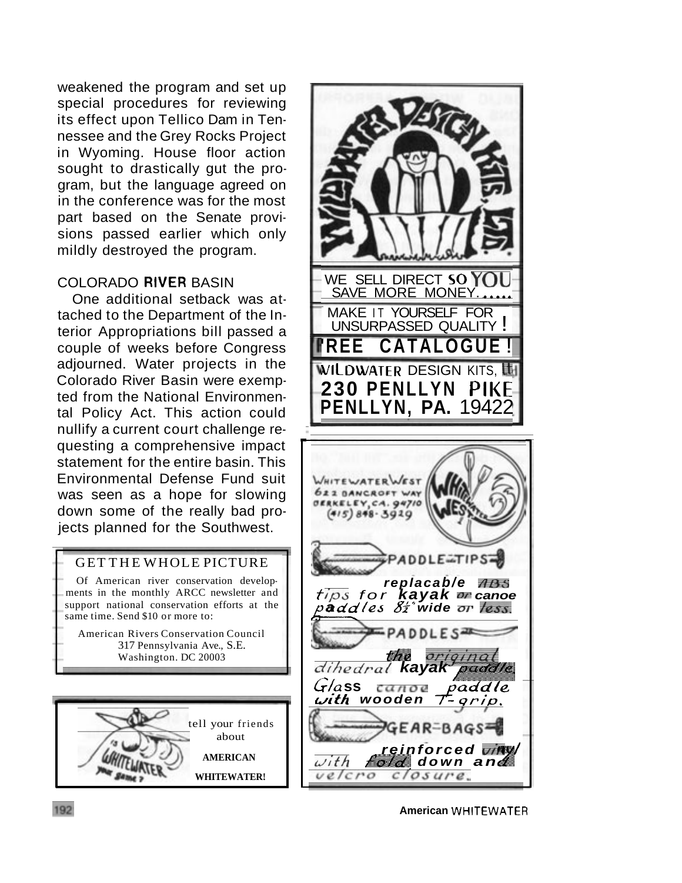weakened the program and set up special procedures for reviewing its effect upon Tellico Dam in Tennessee and the Grey Rocks Project in Wyoming. House floor action sought to drastically gut the program, but the language agreed on in the conference was for the most part based on the Senate provisions passed earlier which only mildly destroyed the program.

### COLORADO RIVER BASIN

One additional setback was attached to the Department of the Interior Appropriations bill passed a couple of weeks before Congress adjourned. Water projects in the Colorado River Basin were exempted from the National Environmental Policy Act. This action could nullify a current court challenge requesting a comprehensive impact statement for the entire basin. This Environmental Defense Fund suit was seen as a hope for slowing down some of the really bad projects planned for the Southwest.

---

**GET THE WHOLE PICTURE**

Of American river conservation developments in the monthly ARCC newsletter and support national conservation efforts at the same time. Send $10 or more to:

American Rivers Conservation Council
317 Pennsylvania Ave., S.E.
Washington. DC 20003

---

IS WHITEWATER your game?

tell your friends about

**AMERICAN WHITEWATER!**

---

WILDWATER DESIGN KITS, LTD.

WE SELL DIRECT SO YOU SAVE MORE MONEY.....

MAKE IT YOURSELF FOR UNSURPASSED QUALITY!

**FREE CATALOGUE!**

WILDWATER DESIGN KITS, LTD.
**230 PENLLYN PIKE**
**PENLLYN, PA.** 19422

---

WHITEWATER WEST
622 BANCROFT WAY
BERKELEY, CA. 94710
(415) 848-3929

**PADDLE-TIPS**

*replacable ABS tips for kayak or canoe paddles 8½" wide or less.*

**PADDLES**

*the original dihedral kayak paddle. Glass canoe paddle with wooden T-grip.*

**GEAR-BAGS**

*reinforced vinyl with fold down and velcro closure.*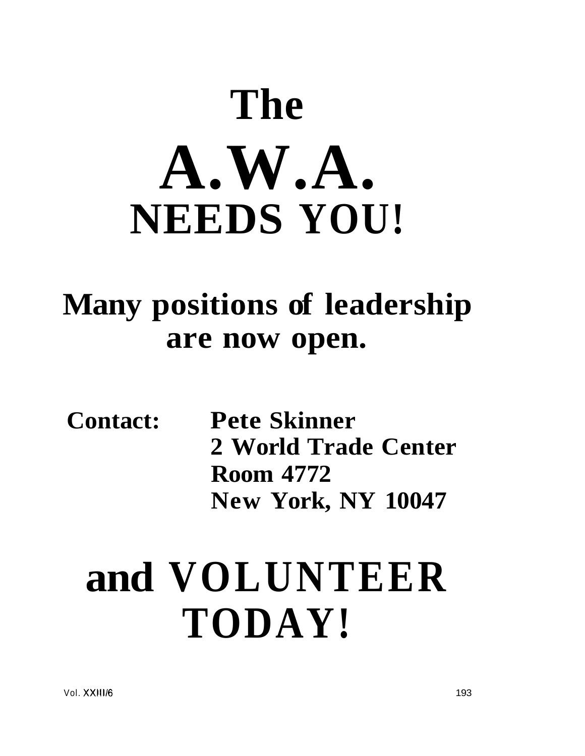# The
# A.W.A.
# NEEDS YOU!

## Many positions of leadership are now open.

**Contact:** **Pete Skinner**
**2 World Trade Center**
**Room 4772**
**New York, NY 10047**

# and VOLUNTEER TODAY!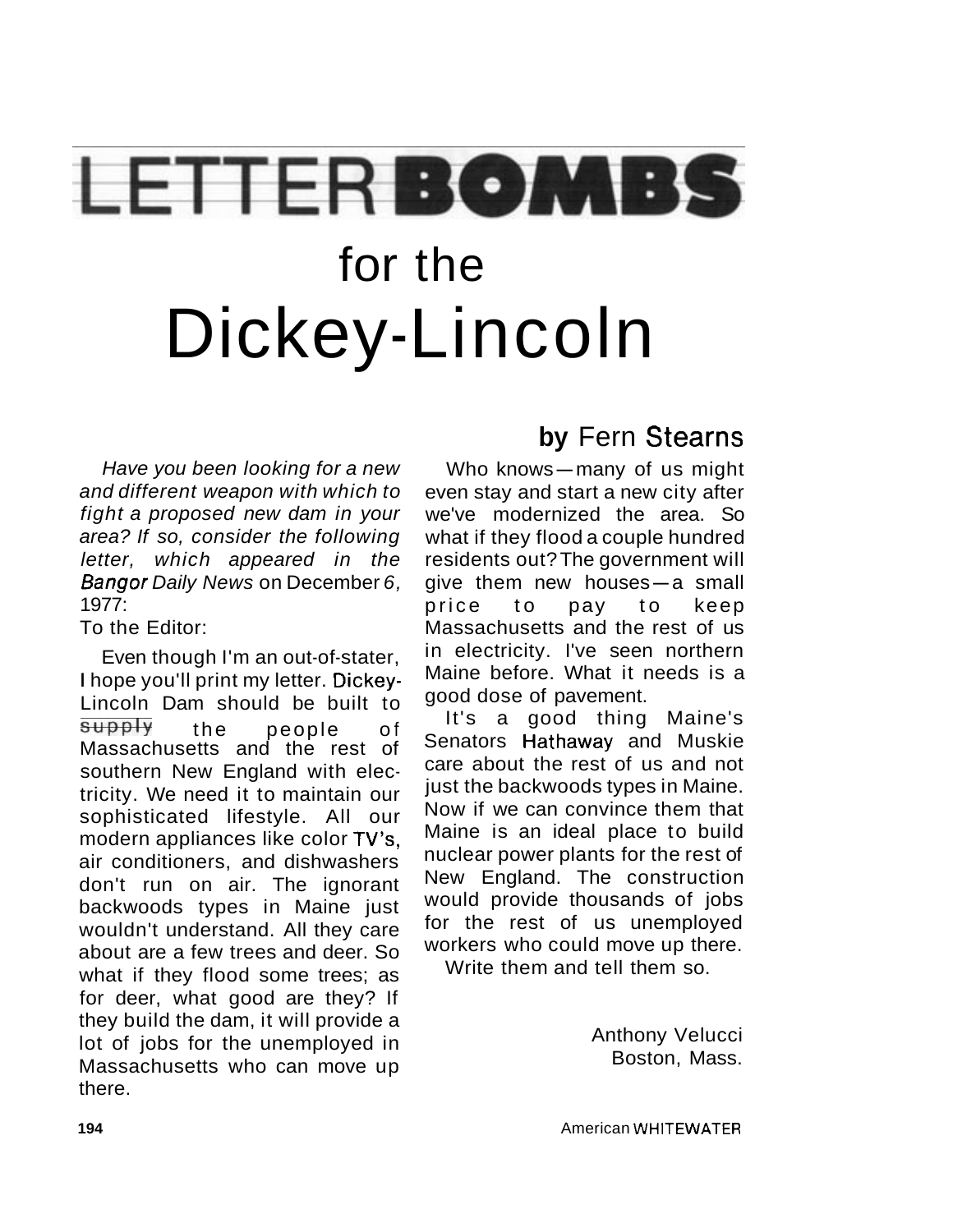# LETTER BOMBS

# for the Dickey-Lincoln

## by Fern Stearns

*Have you been looking for a new and different weapon with which to fight a proposed new dam in your area? If so, consider the following letter, which appeared in the Bangor Daily News on December 6,* 1977:

To the Editor:

Even though I'm an out-of-stater, I hope you'll print my letter. Dickey-Lincoln Dam should be built to supply the people of Massachusetts and the rest of southern New England with electricity. We need it to maintain our sophisticated lifestyle. All our modern appliances like color TV's, air conditioners, and dishwashers don't run on air. The ignorant backwoods types in Maine just wouldn't understand. All they care about are a few trees and deer. So what if they flood some trees; as for deer, what good are they? If they build the dam, it will provide a lot of jobs for the unemployed in Massachusetts who can move up there.

Who knows—many of us might even stay and start a new city after we've modernized the area. So what if they flood a couple hundred residents out? The government will give them new houses—a small price to pay to keep Massachusetts and the rest of us in electricity. I've seen northern Maine before. What it needs is a good dose of pavement.

It's a good thing Maine's Senators Hathaway and Muskie care about the rest of us and not just the backwoods types in Maine. Now if we can convince them that Maine is an ideal place to build nuclear power plants for the rest of New England. The construction would provide thousands of jobs for the rest of us unemployed workers who could move up there.

Write them and tell them so.

Anthony Velucci
Boston, Mass.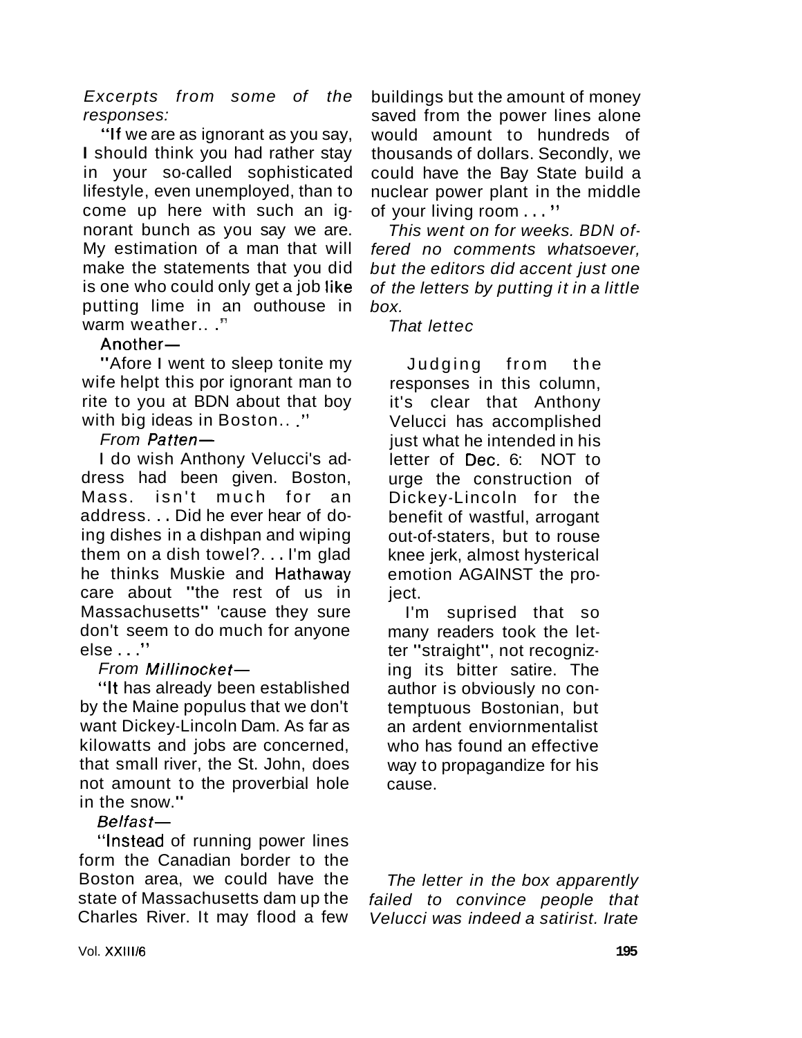*Excerpts from some of the responses:*

"If we are as ignorant as you say, I should think you had rather stay in your so-called sophisticated lifestyle, even unemployed, than to come up here with such an ignorant bunch as you say we are. My estimation of a man that will make the statements that you did is one who could only get a job like putting lime in an outhouse in warm weather.. ."

Another—

"Afore I went to sleep tonite my wife helpt this por ignorant man to rite to you at BDN about that boy with big ideas in Boston.. ."

*From Patten—*

I do wish Anthony Velucci's address had been given. Boston, Mass. isn't much for an address. . . Did he ever hear of doing dishes in a dishpan and wiping them on a dish towel?. . . I'm glad he thinks Muskie and Hathaway care about "the rest of us in Massachusetts" 'cause they sure don't seem to do much for anyone else . . ."

*From Millinocket—*

"It has already been established by the Maine populus that we don't want Dickey-Lincoln Dam. As far as kilowatts and jobs are concerned, that small river, the St. John, does not amount to the proverbial hole in the snow."

*Belfast—*

"Instead of running power lines form the Canadian border to the Boston area, we could have the state of Massachusetts dam up the Charles River. It may flood a few buildings but the amount of money saved from the power lines alone would amount to hundreds of thousands of dollars. Secondly, we could have the Bay State build a nuclear power plant in the middle of your living room . . ."

*This went on for weeks. BDN offered no comments whatsoever, but the editors did accent just one of the letters by putting it in a little box.*

*That lettec*

> Judging from the responses in this column, it's clear that Anthony Velucci has accomplished just what he intended in his letter of Dec. 6: NOT to urge the construction of Dickey-Lincoln for the benefit of wastful, arrogant out-of-staters, but to rouse knee jerk, almost hysterical emotion AGAINST the project.
>
> I'm suprised that so many readers took the letter "straight", not recognizing its bitter satire. The author is obviously no contemptuous Bostonian, but an ardent enviornmentalist who has found an effective way to propagandize for his cause.

*The letter in the box apparently failed to convince people that Velucci was indeed a satirist. Irate*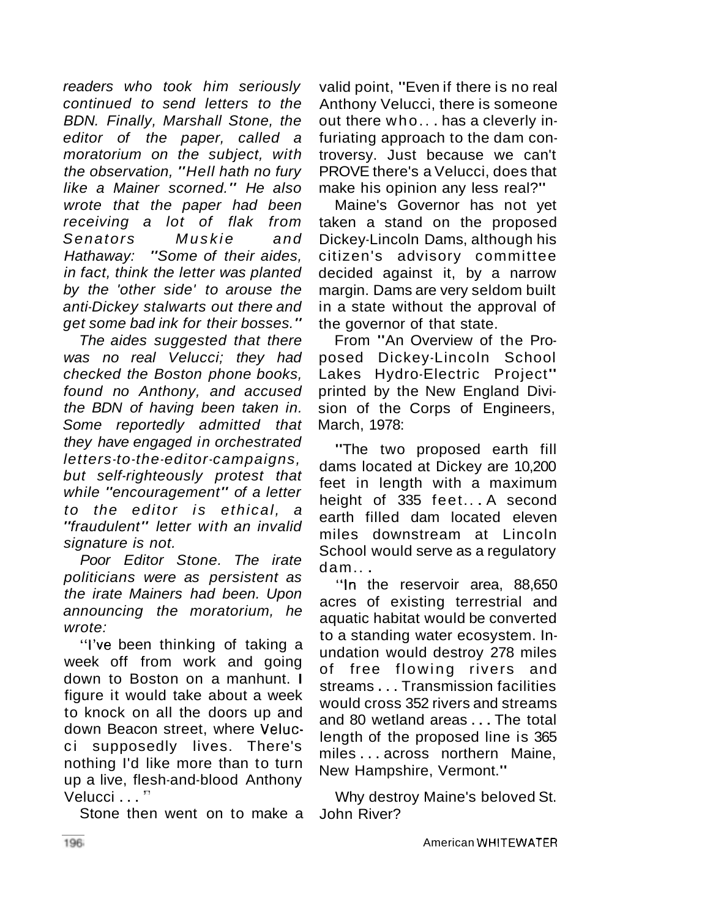*readers who took him seriously continued to send letters to the BDN. Finally, Marshall Stone, the editor of the paper, called a moratorium on the subject, with the observation, "Hell hath no fury like a Mainer scorned." He also wrote that the paper had been receiving a lot of flak from Senators Muskie and Hathaway: "Some of their aides, in fact, think the letter was planted by the 'other side' to arouse the anti-Dickey stalwarts out there and get some bad ink for their bosses."*

*The aides suggested that there was no real Velucci; they had checked the Boston phone books, found no Anthony, and accused the BDN of having been taken in. Some reportedly admitted that they have engaged in orchestrated letters-to-the-editor-campaigns, but self-righteously protest that while "encouragement" of a letter to the editor is ethical, a "fraudulent" letter with an invalid signature is not.*

*Poor Editor Stone. The irate politicians were as persistent as the irate Mainers had been. Upon announcing the moratorium, he wrote:*

"I've been thinking of taking a week off from work and going down to Boston on a manhunt. I figure it would take about a week to knock on all the doors up and down Beacon street, where Velucci supposedly lives. There's nothing I'd like more than to turn up a live, flesh-and-blood Anthony Velucci . . ."

Stone then went on to make a valid point, "Even if there is no real Anthony Velucci, there is someone out there who . . . has a cleverly infuriating approach to the dam controversy. Just because we can't PROVE there's a Velucci, does that make his opinion any less real?"

Maine's Governor has not yet taken a stand on the proposed Dickey-Lincoln Dams, although his citizen's advisory committee decided against it, by a narrow margin. Dams are very seldom built in a state without the approval of the governor of that state.

From "An Overview of the Proposed Dickey-Lincoln School Lakes Hydro-Electric Project" printed by the New England Division of the Corps of Engineers, March, 1978:

"The two proposed earth fill dams located at Dickey are 10,200 feet in length with a maximum height of 335 feet . . . A second earth filled dam located eleven miles downstream at Lincoln School would serve as a regulatory dam . . .

"In the reservoir area, 88,650 acres of existing terrestrial and aquatic habitat would be converted to a standing water ecosystem. Inundation would destroy 278 miles of free flowing rivers and streams . . . Transmission facilities would cross 352 rivers and streams and 80 wetland areas . . . The total length of the proposed line is 365 miles . . . across northern Maine, New Hampshire, Vermont."

Why destroy Maine's beloved St. John River?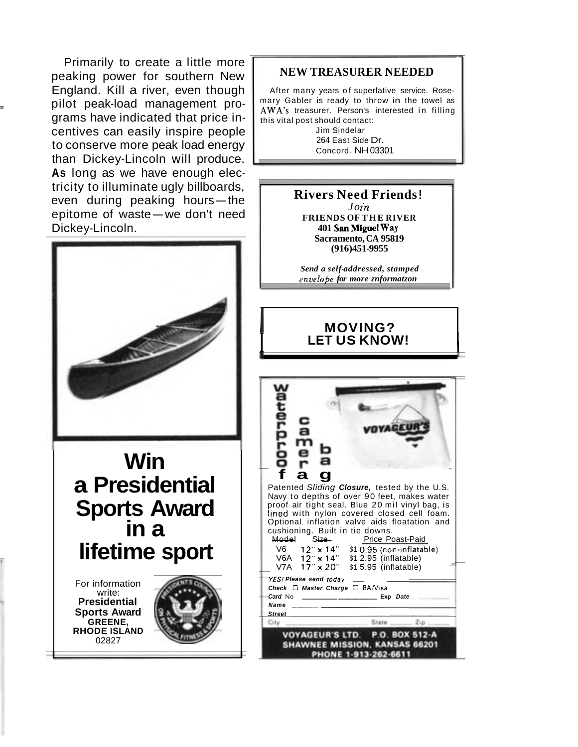Primarily to create a little more peaking power for southern New England. Kill a river, even though pilot peak-load management programs have indicated that price incentives can easily inspire people to conserve more peak load energy than Dickey-Lincoln will produce. **As** long as we have enough electricity to illuminate ugly billboards, even during peaking hours—the epitome of waste—we don't need Dickey-Lincoln.

# Win a Presidential Sports Award in a lifetime sport

For information write:
**Presidential Sports Award**
**GREENE, RHODE ISLAND**
02827

## NEW TREASURER NEEDED

After many years of superlative service. Rosemary Gabler is ready to throw in the towel as AWA's treasurer. Person's interested in filling this vital post should contact:

Jim Sindelar
264 East Side Dr.
Concord. NH 03301

## Rivers Need Friends!

*Join*
**FRIENDS OF THE RIVER**
**401 San Miguel Way**
**Sacramento, CA 95819**
**(916)451-9955**

***Send a self-addressed, stamped envelope for more znformatzon***

## MOVING? LET US KNOW!

## Waterproof camera bag

Patented *Sliding* ***Closure,*** tested by the U.S. Navy to depths of over 90 feet, makes water proof air tight seal. Blue 20 mil vinyl bag, is lined with nylon covered closed cell foam. Optional inflation valve aids floatation and cushioning. Built in tie downs.

| Model | Size | Price Poast-Paid |
|---|---|---|
| V6 | 12" x 14" | $10.95 (non-inflatable) |
| V6A | 12" x 14" | $12.95 (inflatable) |
| V7A | 17" x 20" | $15.95 (inflatable) |

***YES! Please send today***
***Check*** ☐ ***Master Charge*** ☐ BA/Visa
***Card*** No ________ ***Exp Date*** ________
***Name*** ________
***Street*** ________
City ________ State ______ Zip ______

**VOYAGEUR'S LTD. P.O. BOX 512-A**
**SHAWNEE MISSION, KANSAS 66201**
**PHONE 1-913-262-6611**